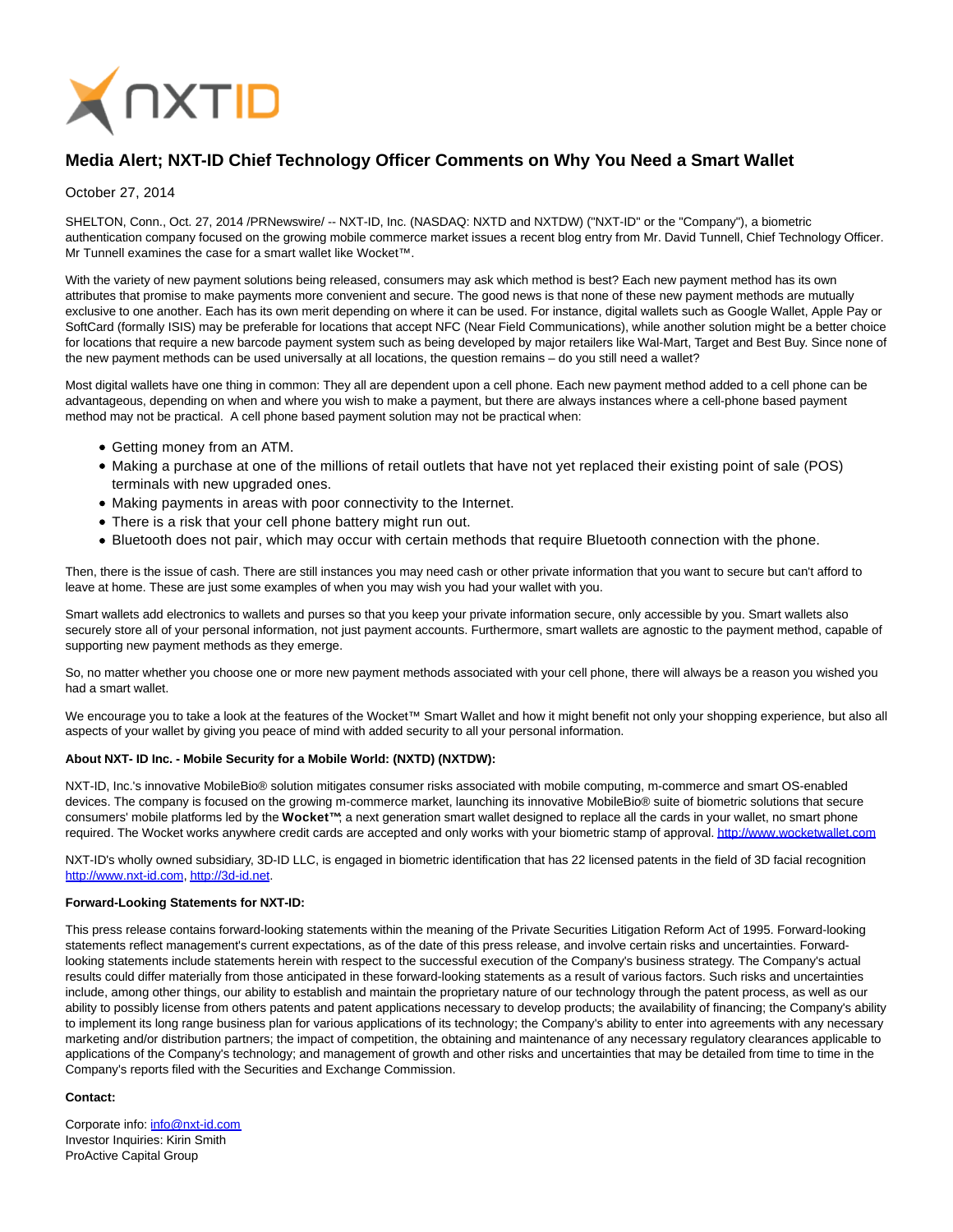# Media Alert; NXT-ID Chief Technology Officer Comments on Why You Need a Smart Wallet

October 27, 2014

SHELTON, Conn., Oct. 27, 2014 /PRNewswire/ -- NXT-ID, Inc. (NASDAQ: NXTD and NXTDW) ("NXT-ID" or the "Company"), a biometric authentication company focused on the growing mobile commerce market issues a recent blog entry from Mr. David Tunnell, Chief Technology Officer. Mr Tunnell examines the case for a smart wallet like Wocket™.

With the variety of new payment solutions being released, consumers may ask which method is best? Each new payment method has its own attributes that promise to make payments more convenient and secure. The good news is that none of these new payment methods are mutually exclusive to one another. Each has its own merit depending on where it can be used. For instance, digital wallets such as Google Wallet, Apple Pay or SoftCard (formally ISIS) may be preferable for locations that accept NFC (Near Field Communications), while another solution might be a better choice for locations that require a new barcode payment system such as being developed by major retailers like Wal-Mart, Target and Best Buy. Since none of the new payment methods can be used universally at all locations, the question remains – do you still need a wallet?

Most digital wallets have one thing in common: They all are dependent upon a cell phone. Each new payment method added to a cell phone can be advantageous, depending on when and where you wish to make a payment, but there are always instances where a cell-phone based payment method may not be practical. A cell phone based payment solution may not be practical when:

- Getting money from an ATM.
- Making a purchase at one of the millions of retail outlets that have not yet replaced their existing point of sale (POS) terminals with new upgraded ones.
- Making payments in areas with poor connectivity to the Internet.
- There is a risk that your cell phone battery might run out.
- Bluetooth does not pair, which may occur with certain methods that require Bluetooth connection with the phone.

Then, there is the issue of cash. There are still instances you may need cash or other private information that you want to secure but can't afford to leave at home. These are just some examples of when you may wish you had your wallet with you.

Smart wallets add electronics to wallets and purses so that you keep your private information secure, only accessible by you. Smart wallets also securely store all of your personal information, not just payment accounts. Furthermore, smart wallets are agnostic to the payment method, capable of supporting new payment methods as they emerge.

So, no matter whether you choose one or more new payment methods associated with your cell phone, there will always be a reason you wished you had a smart wallet.

We encourage you to take a look at the features of the Wocket™ Smart Wallet and how it might benefit not only your shopping experience, but also all aspects of your wallet by giving you peace of mind with added security to all your personal information.

**About NXT- ID Inc. - Mobile Security for a Mobile World: (NXTD) (NXTDW):**

NXT-ID, Inc.'s innovative MobileBio® solution mitigates consumer risks associated with mobile computing, m-commerce and smart OS-enabled devices. The company is focused on the growing m-commerce market, launching its innovative MobileBio® suite of biometric solutions that secure consumers' mobile platforms led by the **Wocket™**; a next generation smart wallet designed to replace all the cards in your wallet, no smart phone required. The Wocket works anywhere credit cards are accepted and only works with your biometric stamp of approval. http://www.wocketwallet.com

NXT-ID's wholly owned subsidiary, 3D-ID LLC, is engaged in biometric identification that has 22 licensed patents in the field of 3D facial recognition http://www.nxt-id.com, http://3d-id.net.

**Forward-Looking Statements for NXT-ID:**

This press release contains forward-looking statements within the meaning of the Private Securities Litigation Reform Act of 1995. Forward-looking statements reflect management's current expectations, as of the date of this press release, and involve certain risks and uncertainties. Forward-looking statements include statements herein with respect to the successful execution of the Company's business strategy. The Company's actual results could differ materially from those anticipated in these forward-looking statements as a result of various factors. Such risks and uncertainties include, among other things, our ability to establish and maintain the proprietary nature of our technology through the patent process, as well as our ability to possibly license from others patents and patent applications necessary to develop products; the availability of financing; the Company's ability to implement its long range business plan for various applications of its technology; the Company's ability to enter into agreements with any necessary marketing and/or distribution partners; the impact of competition, the obtaining and maintenance of any necessary regulatory clearances applicable to applications of the Company's technology; and management of growth and other risks and uncertainties that may be detailed from time to time in the Company's reports filed with the Securities and Exchange Commission.

**Contact:**

Corporate info: info@nxt-id.com
Investor Inquiries: Kirin Smith
ProActive Capital Group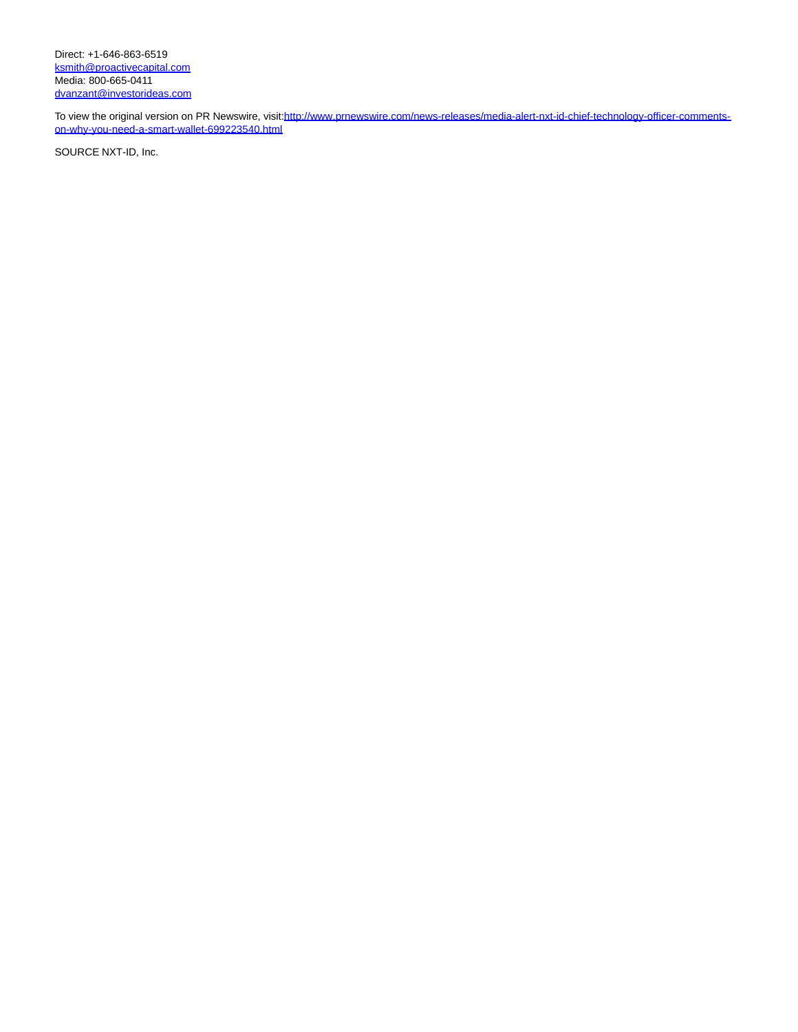Direct: +1-646-863-6519
ksmith@proactivecapital.com
Media: 800-665-0411
dvanzant@investorideas.com

To view the original version on PR Newswire, visit:http://www.prnewswire.com/news-releases/media-alert-nxt-id-chief-technology-officer-comments-on-why-you-need-a-smart-wallet-699223540.html

SOURCE NXT-ID, Inc.